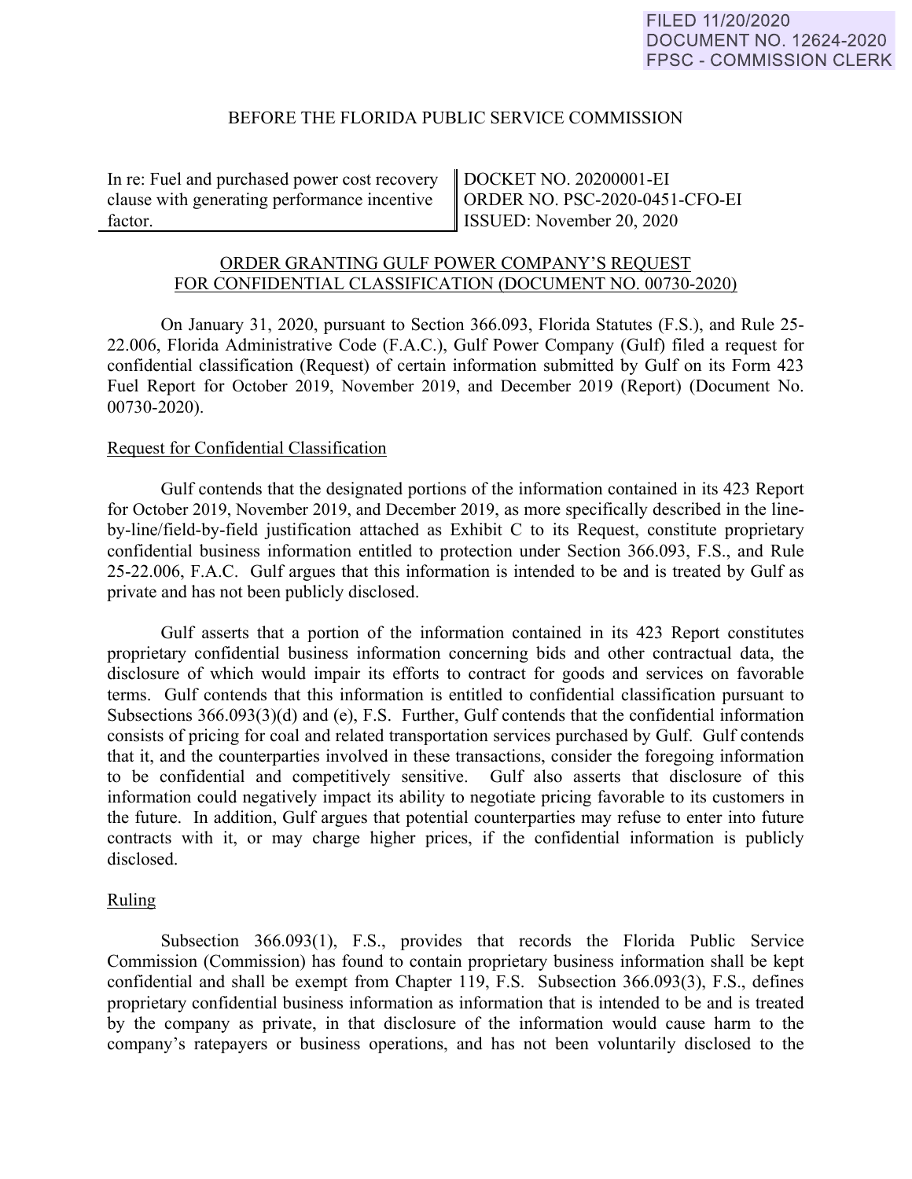FILED 11/20/2020
DOCUMENT NO. 12624-2020
FPSC - COMMISSION CLERK

BEFORE THE FLORIDA PUBLIC SERVICE COMMISSION

| In re: Fuel and purchased power cost recovery clause with generating performance incentive factor. | DOCKET NO. 20200001-EI<br>ORDER NO. PSC-2020-0451-CFO-EI<br>ISSUED: November 20, 2020 |
|---|---|

ORDER GRANTING GULF POWER COMPANY'S REQUEST FOR CONFIDENTIAL CLASSIFICATION (DOCUMENT NO. 00730-2020)

On January 31, 2020, pursuant to Section 366.093, Florida Statutes (F.S.), and Rule 25-22.006, Florida Administrative Code (F.A.C.), Gulf Power Company (Gulf) filed a request for confidential classification (Request) of certain information submitted by Gulf on its Form 423 Fuel Report for October 2019, November 2019, and December 2019 (Report) (Document No. 00730-2020).

Request for Confidential Classification

Gulf contends that the designated portions of the information contained in its 423 Report for October 2019, November 2019, and December 2019, as more specifically described in the line-by-line/field-by-field justification attached as Exhibit C to its Request, constitute proprietary confidential business information entitled to protection under Section 366.093, F.S., and Rule 25-22.006, F.A.C. Gulf argues that this information is intended to be and is treated by Gulf as private and has not been publicly disclosed.

Gulf asserts that a portion of the information contained in its 423 Report constitutes proprietary confidential business information concerning bids and other contractual data, the disclosure of which would impair its efforts to contract for goods and services on favorable terms. Gulf contends that this information is entitled to confidential classification pursuant to Subsections 366.093(3)(d) and (e), F.S. Further, Gulf contends that the confidential information consists of pricing for coal and related transportation services purchased by Gulf. Gulf contends that it, and the counterparties involved in these transactions, consider the foregoing information to be confidential and competitively sensitive. Gulf also asserts that disclosure of this information could negatively impact its ability to negotiate pricing favorable to its customers in the future. In addition, Gulf argues that potential counterparties may refuse to enter into future contracts with it, or may charge higher prices, if the confidential information is publicly disclosed.

Ruling

Subsection 366.093(1), F.S., provides that records the Florida Public Service Commission (Commission) has found to contain proprietary business information shall be kept confidential and shall be exempt from Chapter 119, F.S. Subsection 366.093(3), F.S., defines proprietary confidential business information as information that is intended to be and is treated by the company as private, in that disclosure of the information would cause harm to the company's ratepayers or business operations, and has not been voluntarily disclosed to the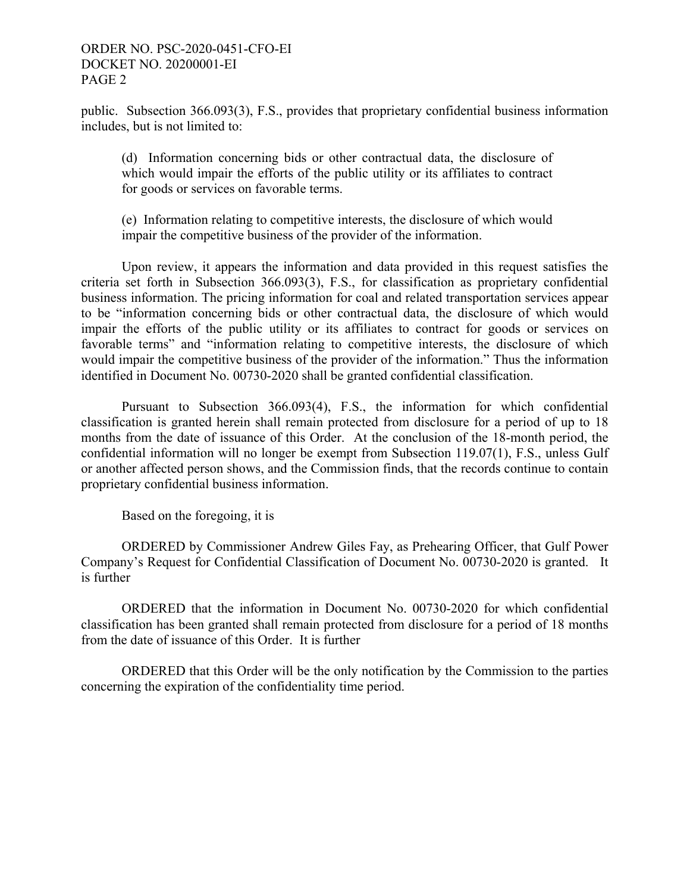public. Subsection 366.093(3), F.S., provides that proprietary confidential business information includes, but is not limited to:

> (d) Information concerning bids or other contractual data, the disclosure of which would impair the efforts of the public utility or its affiliates to contract for goods or services on favorable terms.
>
> (e) Information relating to competitive interests, the disclosure of which would impair the competitive business of the provider of the information.

Upon review, it appears the information and data provided in this request satisfies the criteria set forth in Subsection 366.093(3), F.S., for classification as proprietary confidential business information. The pricing information for coal and related transportation services appear to be "information concerning bids or other contractual data, the disclosure of which would impair the efforts of the public utility or its affiliates to contract for goods or services on favorable terms" and "information relating to competitive interests, the disclosure of which would impair the competitive business of the provider of the information." Thus the information identified in Document No. 00730-2020 shall be granted confidential classification.

Pursuant to Subsection 366.093(4), F.S., the information for which confidential classification is granted herein shall remain protected from disclosure for a period of up to 18 months from the date of issuance of this Order. At the conclusion of the 18-month period, the confidential information will no longer be exempt from Subsection 119.07(1), F.S., unless Gulf or another affected person shows, and the Commission finds, that the records continue to contain proprietary confidential business information.

Based on the foregoing, it is

ORDERED by Commissioner Andrew Giles Fay, as Prehearing Officer, that Gulf Power Company's Request for Confidential Classification of Document No. 00730-2020 is granted. It is further

ORDERED that the information in Document No. 00730-2020 for which confidential classification has been granted shall remain protected from disclosure for a period of 18 months from the date of issuance of this Order. It is further

ORDERED that this Order will be the only notification by the Commission to the parties concerning the expiration of the confidentiality time period.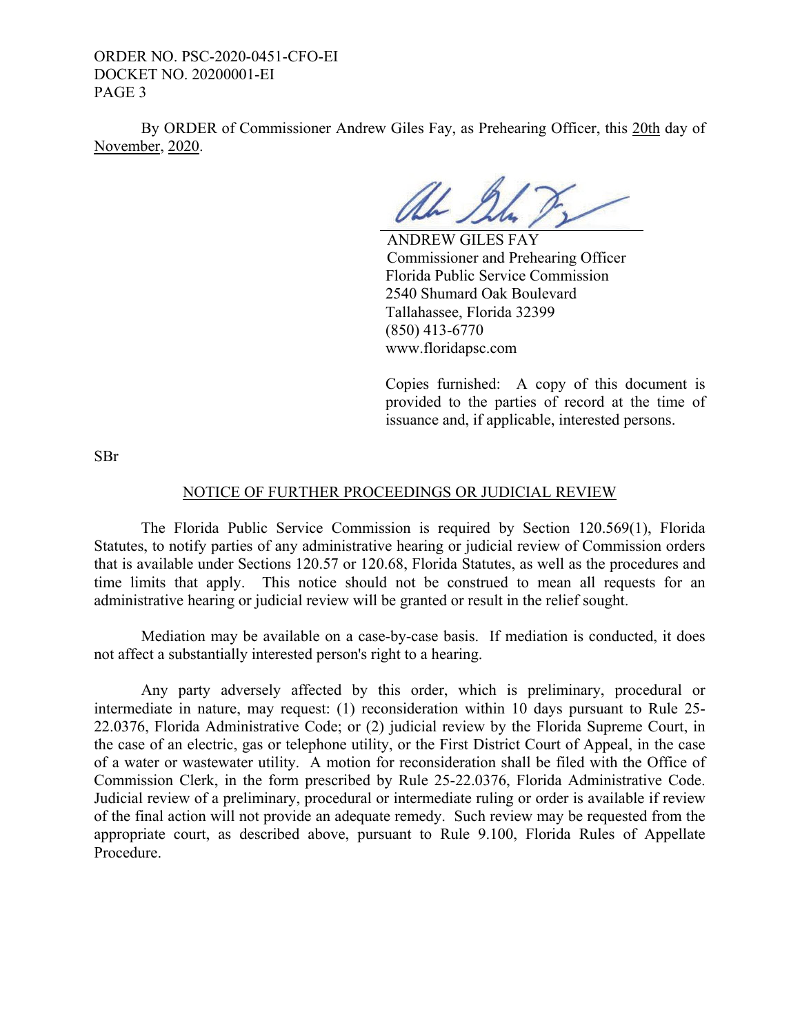By ORDER of Commissioner Andrew Giles Fay, as Prehearing Officer, this 20th day of November, 2020.

ANDREW GILES FAY
Commissioner and Prehearing Officer
Florida Public Service Commission
2540 Shumard Oak Boulevard
Tallahassee, Florida 32399
(850) 413-6770
www.floridapsc.com

Copies furnished: A copy of this document is provided to the parties of record at the time of issuance and, if applicable, interested persons.

SBr

## NOTICE OF FURTHER PROCEEDINGS OR JUDICIAL REVIEW

The Florida Public Service Commission is required by Section 120.569(1), Florida Statutes, to notify parties of any administrative hearing or judicial review of Commission orders that is available under Sections 120.57 or 120.68, Florida Statutes, as well as the procedures and time limits that apply. This notice should not be construed to mean all requests for an administrative hearing or judicial review will be granted or result in the relief sought.

Mediation may be available on a case-by-case basis. If mediation is conducted, it does not affect a substantially interested person's right to a hearing.

Any party adversely affected by this order, which is preliminary, procedural or intermediate in nature, may request: (1) reconsideration within 10 days pursuant to Rule 25-22.0376, Florida Administrative Code; or (2) judicial review by the Florida Supreme Court, in the case of an electric, gas or telephone utility, or the First District Court of Appeal, in the case of a water or wastewater utility. A motion for reconsideration shall be filed with the Office of Commission Clerk, in the form prescribed by Rule 25-22.0376, Florida Administrative Code. Judicial review of a preliminary, procedural or intermediate ruling or order is available if review of the final action will not provide an adequate remedy. Such review may be requested from the appropriate court, as described above, pursuant to Rule 9.100, Florida Rules of Appellate Procedure.